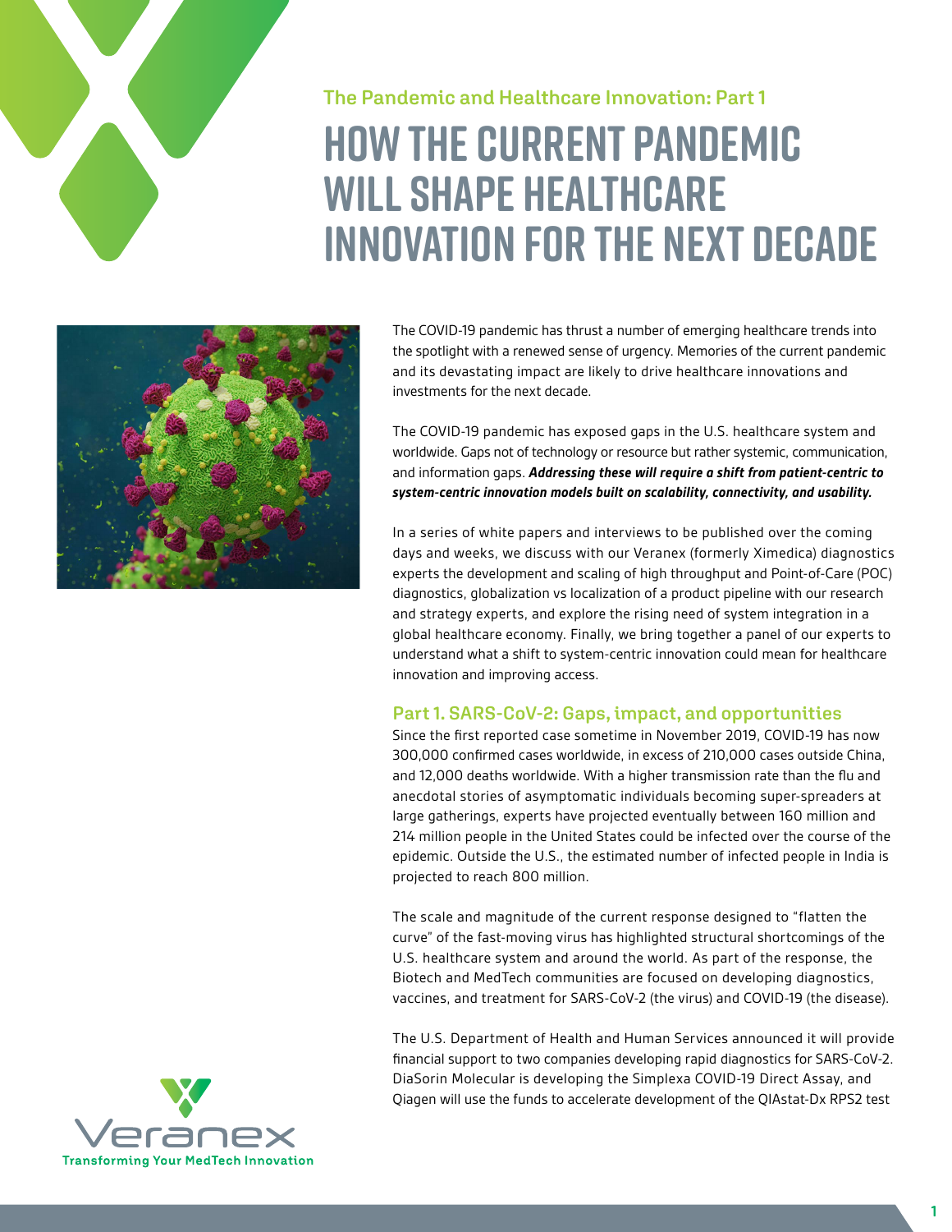### The Pandemic and Healthcare Innovation: Part 1

# How the Current Pandemic Will Shape Healthcare Innovation for the Next Decade

The COVID-19 pandemic has thrust a number of emerging healthcare trends into the spotlight with a renewed sense of urgency. Memories of the current pandemic and its devastating impact are likely to drive healthcare innovations and investments for the next decade.

The COVID-19 pandemic has exposed gaps in the U.S. healthcare system and worldwide. Gaps not of technology or resource but rather systemic, communication, and information gaps. ***Addressing these will require a shift from patient-centric to system-centric innovation models built on scalability, connectivity, and usability.***

In a series of white papers and interviews to be published over the coming days and weeks, we discuss with our Veranex (formerly Ximedica) diagnostics experts the development and scaling of high throughput and Point-of-Care (POC) diagnostics, globalization vs localization of a product pipeline with our research and strategy experts, and explore the rising need of system integration in a global healthcare economy. Finally, we bring together a panel of our experts to understand what a shift to system-centric innovation could mean for healthcare innovation and improving access.

## Part 1. SARS-CoV-2: Gaps, impact, and opportunities

Since the first reported case sometime in November 2019, COVID-19 has now 300,000 confirmed cases worldwide, in excess of 210,000 cases outside China, and 12,000 deaths worldwide. With a higher transmission rate than the flu and anecdotal stories of asymptomatic individuals becoming super-spreaders at large gatherings, experts have projected eventually between 160 million and 214 million people in the United States could be infected over the course of the epidemic. Outside the U.S., the estimated number of infected people in India is projected to reach 800 million.

The scale and magnitude of the current response designed to "flatten the curve" of the fast-moving virus has highlighted structural shortcomings of the U.S. healthcare system and around the world. As part of the response, the Biotech and MedTech communities are focused on developing diagnostics, vaccines, and treatment for SARS-CoV-2 (the virus) and COVID-19 (the disease).

The U.S. Department of Health and Human Services announced it will provide financial support to two companies developing rapid diagnostics for SARS-CoV-2. DiaSorin Molecular is developing the Simplexa COVID-19 Direct Assay, and Qiagen will use the funds to accelerate development of the QIAstat-Dx RPS2 test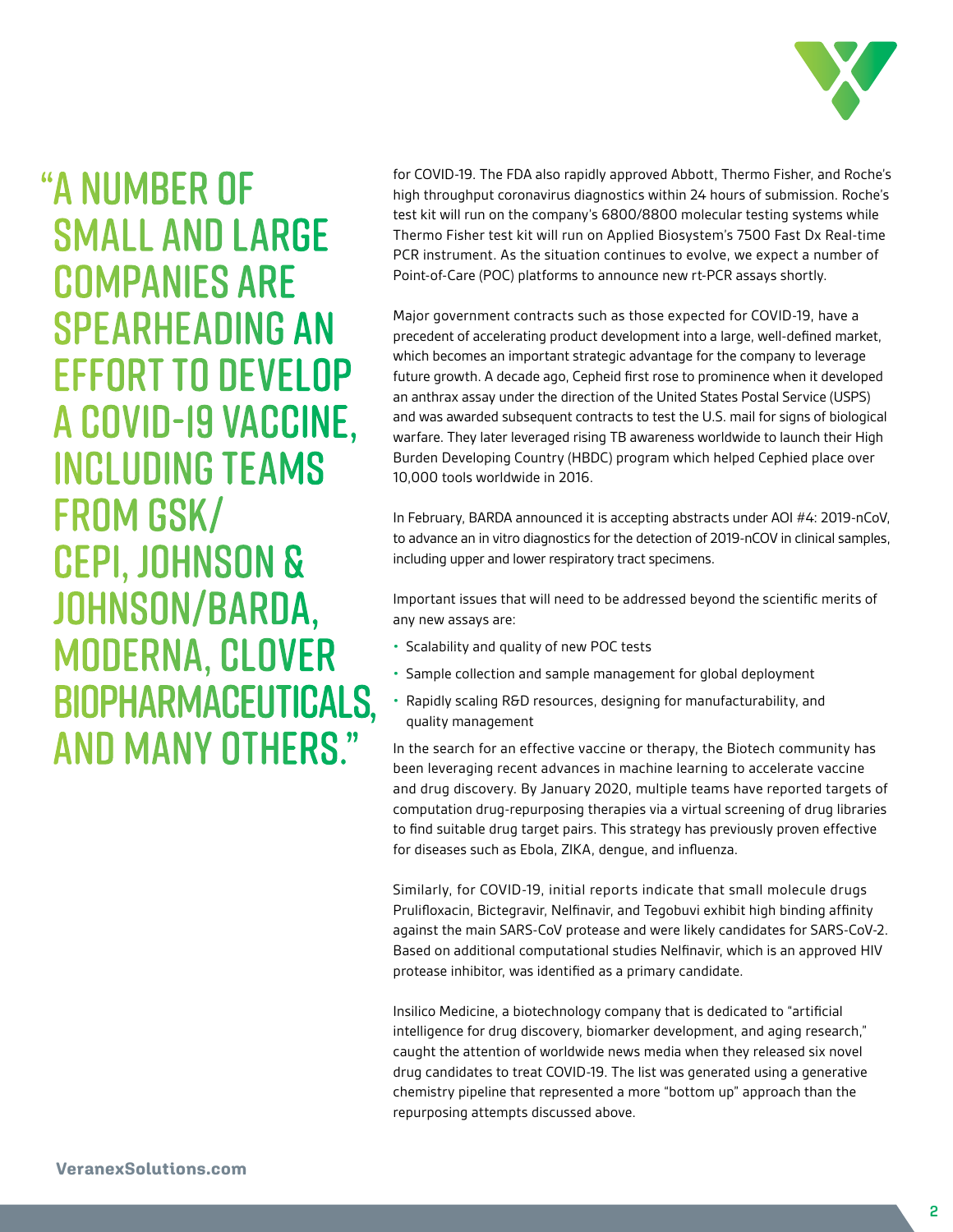> "A NUMBER OF SMALL AND LARGE COMPANIES ARE SPEARHEADING AN EFFORT TO DEVELOP A COVID-19 VACCINE, INCLUDING TEAMS FROM GSK/ CEPI, JOHNSON & JOHNSON/BARDA, MODERNA, CLOVER BIOPHARMACEUTICALS, AND MANY OTHERS."

for COVID-19. The FDA also rapidly approved Abbott, Thermo Fisher, and Roche's high throughput coronavirus diagnostics within 24 hours of submission. Roche's test kit will run on the company's 6800/8800 molecular testing systems while Thermo Fisher test kit will run on Applied Biosystem's 7500 Fast Dx Real-time PCR instrument. As the situation continues to evolve, we expect a number of Point-of-Care (POC) platforms to announce new rt-PCR assays shortly.

Major government contracts such as those expected for COVID-19, have a precedent of accelerating product development into a large, well-defined market, which becomes an important strategic advantage for the company to leverage future growth. A decade ago, Cepheid first rose to prominence when it developed an anthrax assay under the direction of the United States Postal Service (USPS) and was awarded subsequent contracts to test the U.S. mail for signs of biological warfare. They later leveraged rising TB awareness worldwide to launch their High Burden Developing Country (HBDC) program which helped Cephied place over 10,000 tools worldwide in 2016.

In February, BARDA announced it is accepting abstracts under AOI #4: 2019-nCoV, to advance an in vitro diagnostics for the detection of 2019-nCOV in clinical samples, including upper and lower respiratory tract specimens.

Important issues that will need to be addressed beyond the scientific merits of any new assays are:

- Scalability and quality of new POC tests
- Sample collection and sample management for global deployment
- Rapidly scaling R&D resources, designing for manufacturability, and quality management

In the search for an effective vaccine or therapy, the Biotech community has been leveraging recent advances in machine learning to accelerate vaccine and drug discovery. By January 2020, multiple teams have reported targets of computation drug-repurposing therapies via a virtual screening of drug libraries to find suitable drug target pairs. This strategy has previously proven effective for diseases such as Ebola, ZIKA, dengue, and influenza.

Similarly, for COVID-19, initial reports indicate that small molecule drugs Prulifloxacin, Bictegravir, Nelfinavir, and Tegobuvi exhibit high binding affinity against the main SARS-CoV protease and were likely candidates for SARS-CoV-2. Based on additional computational studies Nelfinavir, which is an approved HIV protease inhibitor, was identified as a primary candidate.

Insilico Medicine, a biotechnology company that is dedicated to "artificial intelligence for drug discovery, biomarker development, and aging research," caught the attention of worldwide news media when they released six novel drug candidates to treat COVID-19. The list was generated using a generative chemistry pipeline that represented a more "bottom up" approach than the repurposing attempts discussed above.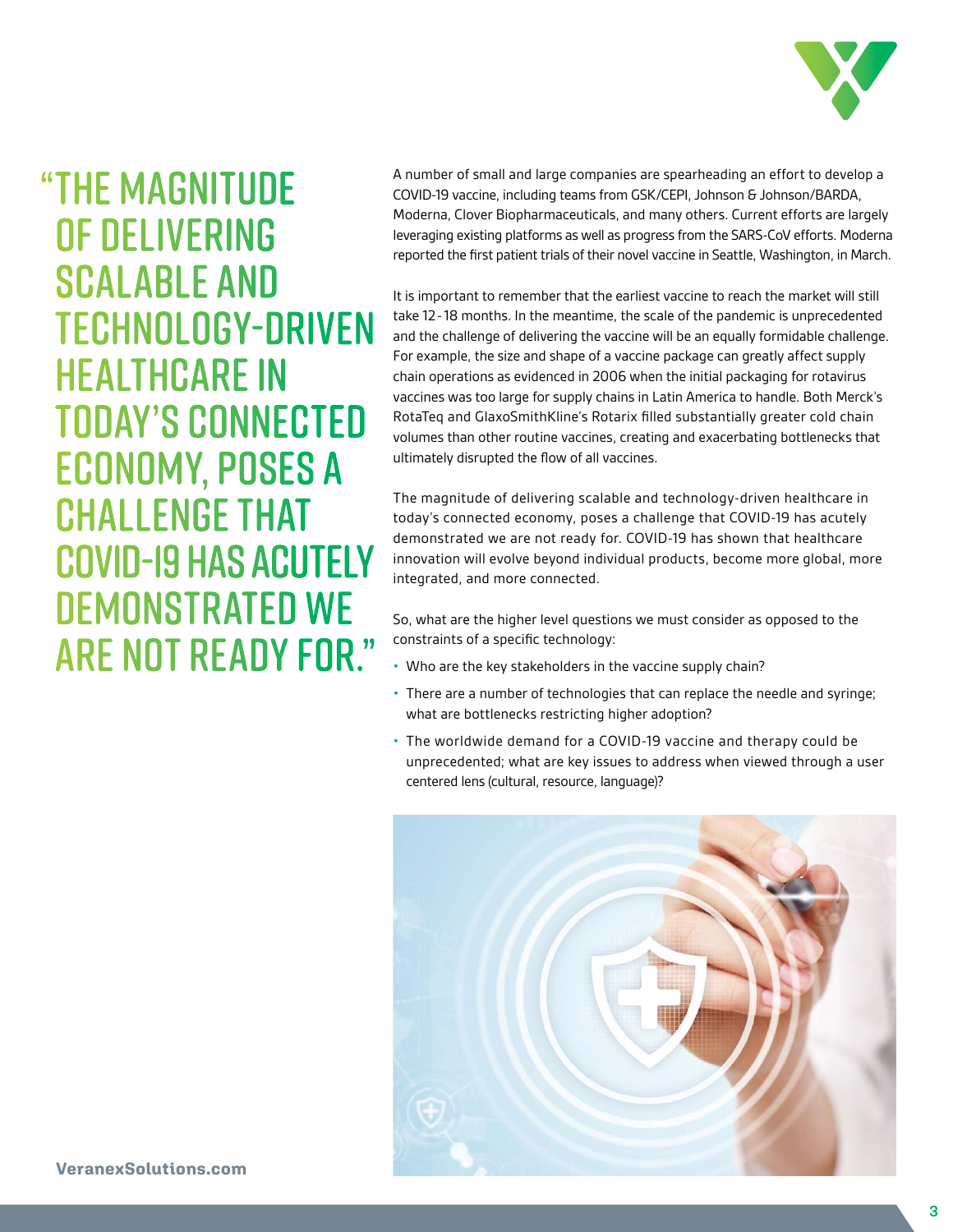> "The magnitude of delivering scalable and technology-driven healthcare in today's connected economy, poses a challenge that COVID-19 has acutely demonstrated we are not ready for."

A number of small and large companies are spearheading an effort to develop a COVID-19 vaccine, including teams from GSK/CEPI, Johnson & Johnson/BARDA, Moderna, Clover Biopharmaceuticals, and many others. Current efforts are largely leveraging existing platforms as well as progress from the SARS-CoV efforts. Moderna reported the first patient trials of their novel vaccine in Seattle, Washington, in March.

It is important to remember that the earliest vaccine to reach the market will still take 12-18 months. In the meantime, the scale of the pandemic is unprecedented and the challenge of delivering the vaccine will be an equally formidable challenge. For example, the size and shape of a vaccine package can greatly affect supply chain operations as evidenced in 2006 when the initial packaging for rotavirus vaccines was too large for supply chains in Latin America to handle. Both Merck's RotaTeq and GlaxoSmithKline's Rotarix filled substantially greater cold chain volumes than other routine vaccines, creating and exacerbating bottlenecks that ultimately disrupted the flow of all vaccines.

The magnitude of delivering scalable and technology-driven healthcare in today's connected economy, poses a challenge that COVID-19 has acutely demonstrated we are not ready for. COVID-19 has shown that healthcare innovation will evolve beyond individual products, become more global, more integrated, and more connected.

So, what are the higher level questions we must consider as opposed to the constraints of a specific technology:

- Who are the key stakeholders in the vaccine supply chain?
- There are a number of technologies that can replace the needle and syringe; what are bottlenecks restricting higher adoption?
- The worldwide demand for a COVID-19 vaccine and therapy could be unprecedented; what are key issues to address when viewed through a user centered lens (cultural, resource, language)?

VeranexSolutions.com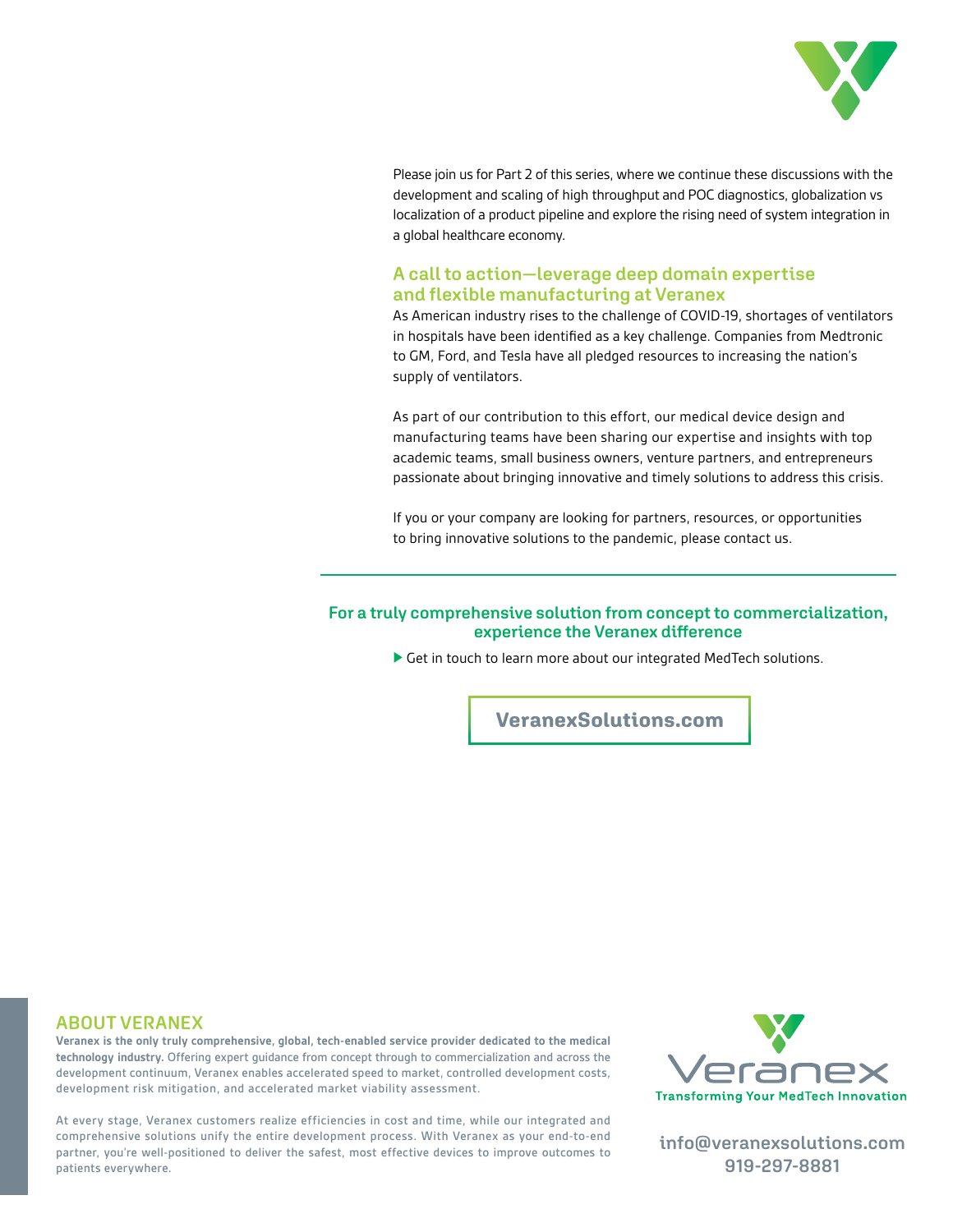Please join us for Part 2 of this series, where we continue these discussions with the development and scaling of high throughput and POC diagnostics, globalization vs localization of a product pipeline and explore the rising need of system integration in a global healthcare economy.

## A call to action—leverage deep domain expertise and flexible manufacturing at Veranex

As American industry rises to the challenge of COVID-19, shortages of ventilators in hospitals have been identified as a key challenge. Companies from Medtronic to GM, Ford, and Tesla have all pledged resources to increasing the nation's supply of ventilators.

As part of our contribution to this effort, our medical device design and manufacturing teams have been sharing our expertise and insights with top academic teams, small business owners, venture partners, and entrepreneurs passionate about bringing innovative and timely solutions to address this crisis.

If you or your company are looking for partners, resources, or opportunities to bring innovative solutions to the pandemic, please contact us.

---

**For a truly comprehensive solution from concept to commercialization, experience the Veranex difference**

▶ Get in touch to learn more about our integrated MedTech solutions.

**VeranexSolutions.com**

## ABOUT VERANEX

**Veranex is the only truly comprehensive, global, tech-enabled service provider dedicated to the medical technology industry.** Offering expert guidance from concept through to commercialization and across the development continuum, Veranex enables accelerated speed to market, controlled development costs, development risk mitigation, and accelerated market viability assessment.

At every stage, Veranex customers realize efficiencies in cost and time, while our integrated and comprehensive solutions unify the entire development process. With Veranex as your end-to-end partner, you're well-positioned to deliver the safest, most effective devices to improve outcomes to patients everywhere.

Veranex

Transforming Your MedTech Innovation

info@veranexsolutions.com

919-297-8881